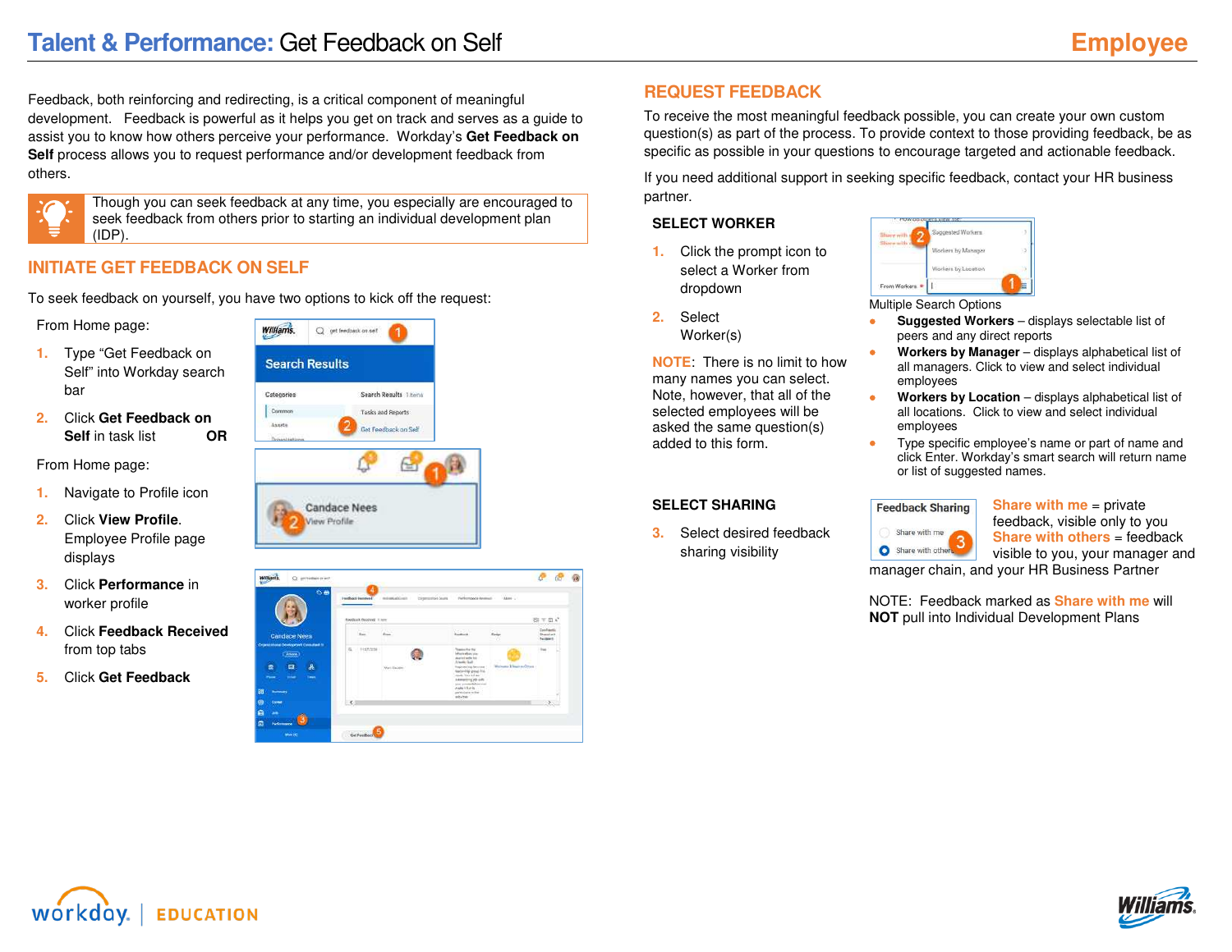# Talent & Performance: Get Feedback on Self

**Employee**

Feedback, both reinforcing and redirecting, is a critical component of meaningful development. Feedback is powerful as it helps you get on track and serves as a guide to assist you to know how others perceive your performance. Workday's **Get Feedback on Self** process allows you to request performance and/or development feedback from others.

> Though you can seek feedback at any time, you especially are encouraged to seek feedback from others prior to starting an individual development plan (IDP).

## INITIATE GET FEEDBACK ON SELF

To seek feedback on yourself, you have two options to kick off the request:

From Home page:

1. Type "Get Feedback on Self" into Workday search bar
2. Click **Get Feedback on Self** in task list **OR**

From Home page:

1. Navigate to Profile icon
2. Click **View Profile**. Employee Profile page displays
3. Click **Performance** in worker profile
4. Click **Feedback Received** from top tabs
5. Click **Get Feedback**

## REQUEST FEEDBACK

To receive the most meaningful feedback possible, you can create your own custom question(s) as part of the process. To provide context to those providing feedback, be as specific as possible in your questions to encourage targeted and actionable feedback.

If you need additional support in seeking specific feedback, contact your HR business partner.

### SELECT WORKER

1. Click the prompt icon to select a Worker from dropdown
2. Select Worker(s)

**NOTE**: There is no limit to how many names you can select. Note, however, that all of the selected employees will be asked the same question(s) added to this form.

Multiple Search Options

- **Suggested Workers** – displays selectable list of peers and any direct reports
- **Workers by Manager** – displays alphabetical list of all managers. Click to view and select individual employees
- **Workers by Location** – displays alphabetical list of all locations. Click to view and select individual employees
- Type specific employee's name or part of name and click Enter. Workday's smart search will return name or list of suggested names.

### SELECT SHARING

3. Select desired feedback sharing visibility

**Share with me** = private feedback, visible only to you
**Share with others** = feedback visible to you, your manager and manager chain, and your HR Business Partner

NOTE: Feedback marked as **Share with me** will **NOT** pull into Individual Development Plans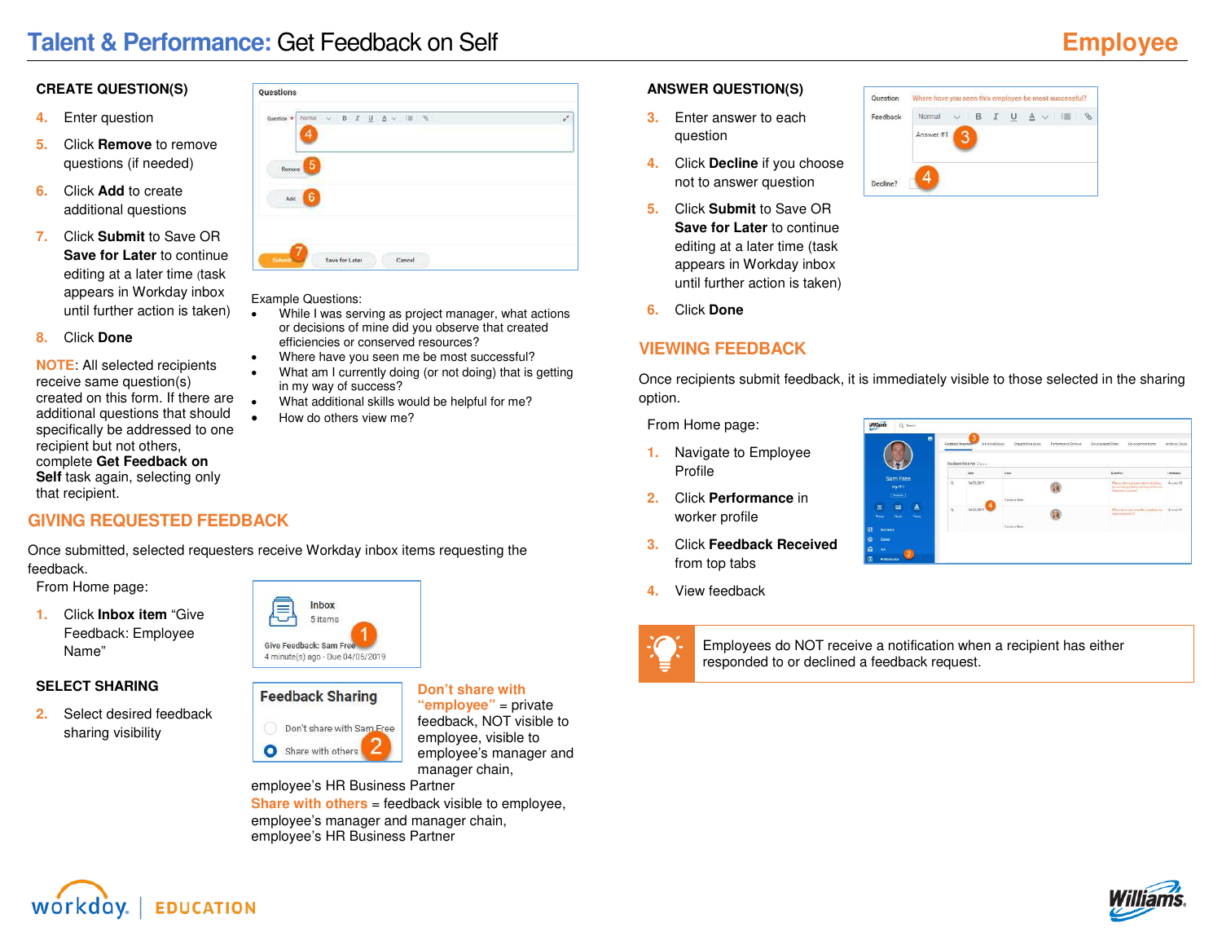# Talent & Performance: Get Feedback on Self — Employee

## CREATE QUESTION(S)

4. Enter question
5. Click **Remove** to remove questions (if needed)
6. Click **Add** to create additional questions
7. Click **Submit** to Save OR **Save for Later** to continue editing at a later time (task appears in Workday inbox until further action is taken)
8. Click **Done**

NOTE: All selected recipients receive same question(s) created on this form. If there are additional questions that should specifically be addressed to one recipient but not others, complete **Get Feedback on Self** task again, selecting only that recipient.

Example Questions:

- While I was serving as project manager, what actions or decisions of mine did you observe that created efficiencies or conserved resources?
- Where have you seen me be most successful?
- What am I currently doing (or not doing) that is getting in my way of success?
- What additional skills would be helpful for me?
- How do others view me?

## GIVING REQUESTED FEEDBACK

Once submitted, selected requesters receive Workday inbox items requesting the feedback.

From Home page:

1. Click **Inbox item** "Give Feedback: Employee Name"

## SELECT SHARING

2. Select desired feedback sharing visibility

**Don't share with "employee"** = private feedback, NOT visible to employee, visible to employee's manager and manager chain, employee's HR Business Partner

**Share with others** = feedback visible to employee, employee's manager and manager chain, employee's HR Business Partner

## ANSWER QUESTION(S)

3. Enter answer to each question
4. Click **Decline** if you choose not to answer question
5. Click **Submit** to Save OR **Save for Later** to continue editing at a later time (task appears in Workday inbox until further action is taken)
6. Click **Done**

## VIEWING FEEDBACK

Once recipients submit feedback, it is immediately visible to those selected in the sharing option.

From Home page:

1. Navigate to Employee Profile
2. Click **Performance** in worker profile
3. Click **Feedback Received** from top tabs
4. View feedback

Employees do NOT receive a notification when a recipient has either responded to or declined a feedback request.